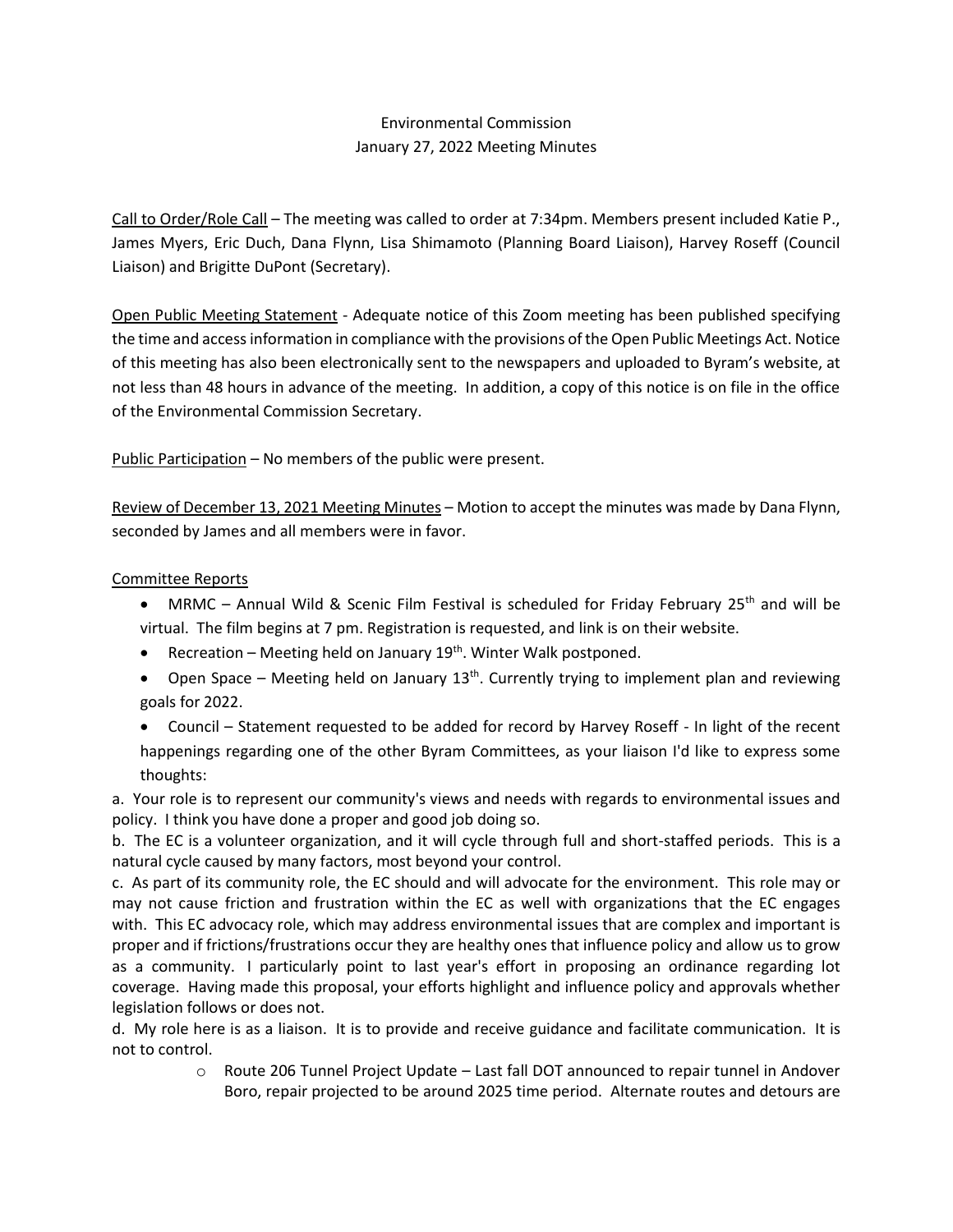Environmental Commission
January 27, 2022 Meeting Minutes

<u>Call to Order/Role Call</u> – The meeting was called to order at 7:34pm. Members present included Katie P., James Myers, Eric Duch, Dana Flynn, Lisa Shimamoto (Planning Board Liaison), Harvey Roseff (Council Liaison) and Brigitte DuPont (Secretary).

<u>Open Public Meeting Statement</u> - Adequate notice of this Zoom meeting has been published specifying the time and access information in compliance with the provisions of the Open Public Meetings Act. Notice of this meeting has also been electronically sent to the newspapers and uploaded to Byram's website, at not less than 48 hours in advance of the meeting. In addition, a copy of this notice is on file in the office of the Environmental Commission Secretary.

<u>Public Participation</u> – No members of the public were present.

<u>Review of December 13, 2021 Meeting Minutes</u> – Motion to accept the minutes was made by Dana Flynn, seconded by James and all members were in favor.

<u>Committee Reports</u>

- MRMC – Annual Wild & Scenic Film Festival is scheduled for Friday February 25th and will be virtual. The film begins at 7 pm. Registration is requested, and link is on their website.
- Recreation – Meeting held on January 19th. Winter Walk postponed.
- Open Space – Meeting held on January 13th. Currently trying to implement plan and reviewing goals for 2022.
- Council – Statement requested to be added for record by Harvey Roseff - In light of the recent happenings regarding one of the other Byram Committees, as your liaison I'd like to express some thoughts:

a. Your role is to represent our community's views and needs with regards to environmental issues and policy. I think you have done a proper and good job doing so.

b. The EC is a volunteer organization, and it will cycle through full and short-staffed periods. This is a natural cycle caused by many factors, most beyond your control.

c. As part of its community role, the EC should and will advocate for the environment. This role may or may not cause friction and frustration within the EC as well with organizations that the EC engages with. This EC advocacy role, which may address environmental issues that are complex and important is proper and if frictions/frustrations occur they are healthy ones that influence policy and allow us to grow as a community. I particularly point to last year's effort in proposing an ordinance regarding lot coverage. Having made this proposal, your efforts highlight and influence policy and approvals whether legislation follows or does not.

d. My role here is as a liaison. It is to provide and receive guidance and facilitate communication. It is not to control.

  - Route 206 Tunnel Project Update – Last fall DOT announced to repair tunnel in Andover Boro, repair projected to be around 2025 time period. Alternate routes and detours are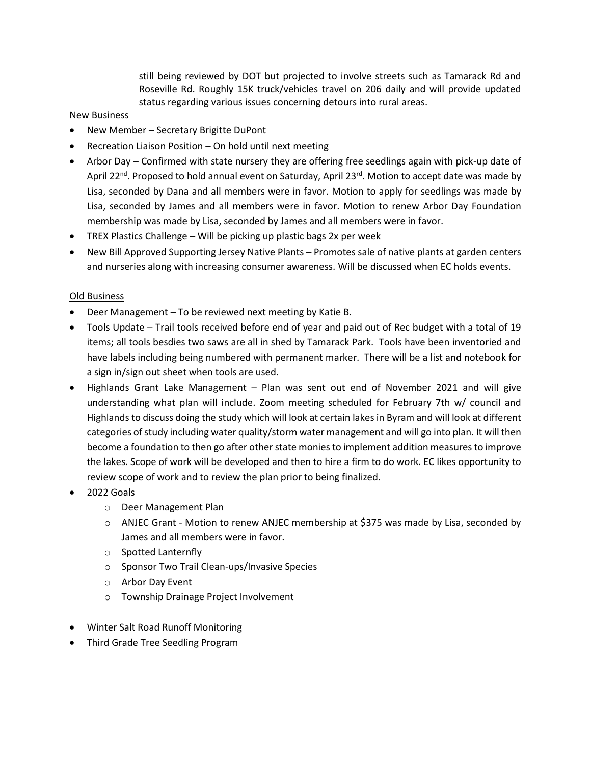still being reviewed by DOT but projected to involve streets such as Tamarack Rd and Roseville Rd. Roughly 15K truck/vehicles travel on 206 daily and will provide updated status regarding various issues concerning detours into rural areas.

New Business

- New Member – Secretary Brigitte DuPont
- Recreation Liaison Position – On hold until next meeting
- Arbor Day – Confirmed with state nursery they are offering free seedlings again with pick-up date of April 22nd. Proposed to hold annual event on Saturday, April 23rd. Motion to accept date was made by Lisa, seconded by Dana and all members were in favor. Motion to apply for seedlings was made by Lisa, seconded by James and all members were in favor. Motion to renew Arbor Day Foundation membership was made by Lisa, seconded by James and all members were in favor.
- TREX Plastics Challenge – Will be picking up plastic bags 2x per week
- New Bill Approved Supporting Jersey Native Plants – Promotes sale of native plants at garden centers and nurseries along with increasing consumer awareness. Will be discussed when EC holds events.

Old Business

- Deer Management – To be reviewed next meeting by Katie B.
- Tools Update – Trail tools received before end of year and paid out of Rec budget with a total of 19 items; all tools besdies two saws are all in shed by Tamarack Park. Tools have been inventoried and have labels including being numbered with permanent marker. There will be a list and notebook for a sign in/sign out sheet when tools are used.
- Highlands Grant Lake Management – Plan was sent out end of November 2021 and will give understanding what plan will include. Zoom meeting scheduled for February 7th w/ council and Highlands to discuss doing the study which will look at certain lakes in Byram and will look at different categories of study including water quality/storm water management and will go into plan. It will then become a foundation to then go after other state monies to implement addition measures to improve the lakes. Scope of work will be developed and then to hire a firm to do work. EC likes opportunity to review scope of work and to review the plan prior to being finalized.
- 2022 Goals
  - Deer Management Plan
  - ANJEC Grant - Motion to renew ANJEC membership at $375 was made by Lisa, seconded by James and all members were in favor.
  - Spotted Lanternfly
  - Sponsor Two Trail Clean-ups/Invasive Species
  - Arbor Day Event
  - Township Drainage Project Involvement
- Winter Salt Road Runoff Monitoring
- Third Grade Tree Seedling Program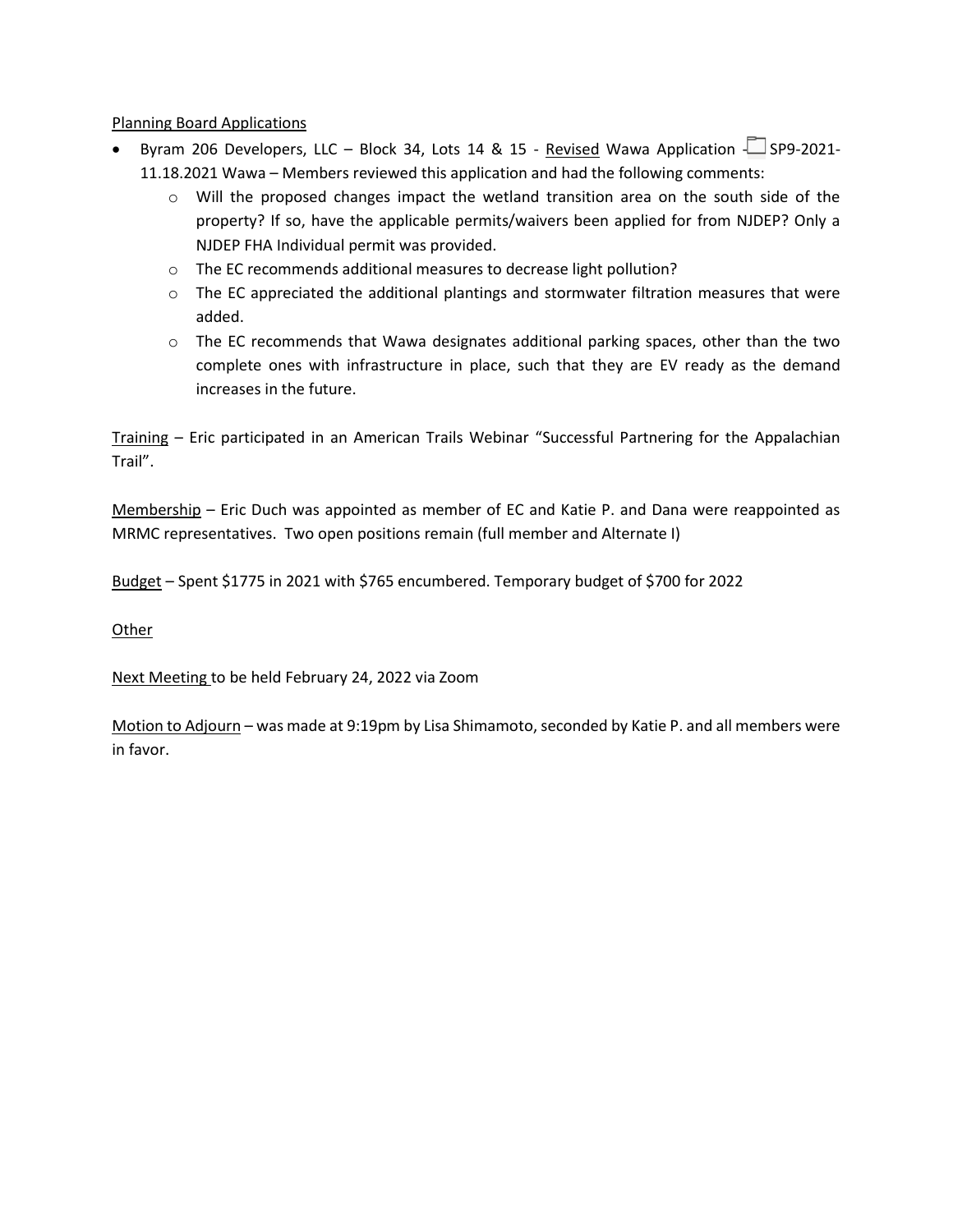Planning Board Applications

- Byram 206 Developers, LLC – Block 34, Lots 14 & 15 - Revised Wawa Application - SP9-2021-11.18.2021 Wawa – Members reviewed this application and had the following comments:
    - Will the proposed changes impact the wetland transition area on the south side of the property? If so, have the applicable permits/waivers been applied for from NJDEP? Only a NJDEP FHA Individual permit was provided.
    - The EC recommends additional measures to decrease light pollution?
    - The EC appreciated the additional plantings and stormwater filtration measures that were added.
    - The EC recommends that Wawa designates additional parking spaces, other than the two complete ones with infrastructure in place, such that they are EV ready as the demand increases in the future.

Training – Eric participated in an American Trails Webinar "Successful Partnering for the Appalachian Trail".

Membership – Eric Duch was appointed as member of EC and Katie P. and Dana were reappointed as MRMC representatives. Two open positions remain (full member and Alternate I)

Budget – Spent $1775 in 2021 with $765 encumbered. Temporary budget of $700 for 2022

Other

Next Meeting to be held February 24, 2022 via Zoom

Motion to Adjourn – was made at 9:19pm by Lisa Shimamoto, seconded by Katie P. and all members were in favor.